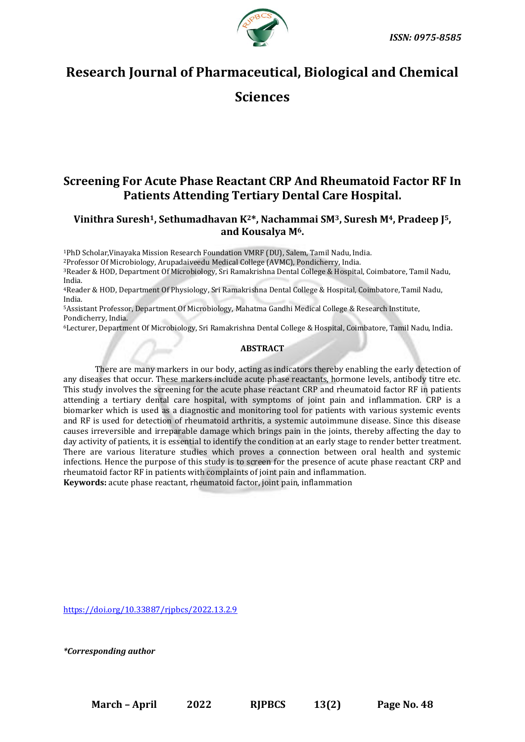*ISSN: 0975-8585*

# Research Journal of Pharmaceutical, Biological and Chemical Sciences

## Screening For Acute Phase Reactant CRP And Rheumatoid Factor RF In Patients Attending Tertiary Dental Care Hospital.

**Vinithra Suresh[1], Sethumadhavan K[2]*, Nachammai SM[3], Suresh M[4], Pradeep J[5], and Kousalya M[6].**

[1]PhD Scholar,Vinayaka Mission Research Foundation VMRF (DU), Salem, Tamil Nadu, India.
[2]Professor Of Microbiology, Arupadaiveedu Medical College (AVMC), Pondicherry, India.
[3]Reader & HOD, Department Of Microbiology, Sri Ramakrishna Dental College & Hospital, Coimbatore, Tamil Nadu, India.
[4]Reader & HOD, Department Of Physiology, Sri Ramakrishna Dental College & Hospital, Coimbatore, Tamil Nadu, India.
[5]Assistant Professor, Department Of Microbiology, Mahatma Gandhi Medical College & Research Institute, Pondicherry, India.
[6]Lecturer, Department Of Microbiology, Sri Ramakrishna Dental College & Hospital, Coimbatore, Tamil Nadu, India.

### ABSTRACT

There are many markers in our body, acting as indicators thereby enabling the early detection of any diseases that occur. These markers include acute phase reactants, hormone levels, antibody titre etc. This study involves the screening for the acute phase reactant CRP and rheumatoid factor RF in patients attending a tertiary dental care hospital, with symptoms of joint pain and inflammation. CRP is a biomarker which is used as a diagnostic and monitoring tool for patients with various systemic events and RF is used for detection of rheumatoid arthritis, a systemic autoimmune disease. Since this disease causes irreversible and irreparable damage which brings pain in the joints, thereby affecting the day to day activity of patients, it is essential to identify the condition at an early stage to render better treatment. There are various literature studies which proves a connection between oral health and systemic infections. Hence the purpose of this study is to screen for the presence of acute phase reactant CRP and rheumatoid factor RF in patients with complaints of joint pain and inflammation.

**Keywords:** acute phase reactant, rheumatoid factor, joint pain, inflammation

https://doi.org/10.33887/rjpbcs/2022.13.2.9

*\*Corresponding author*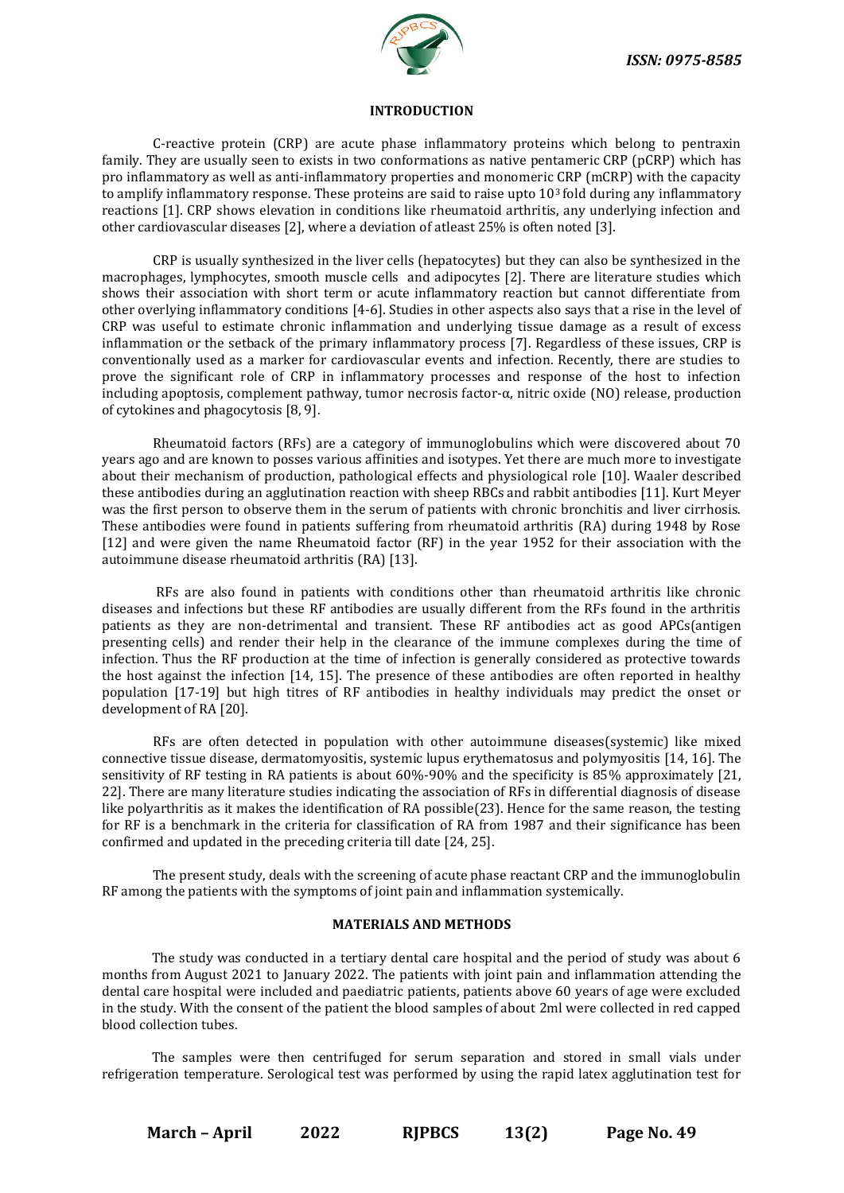## INTRODUCTION

C-reactive protein (CRP) are acute phase inflammatory proteins which belong to pentraxin family. They are usually seen to exists in two conformations as native pentameric CRP (pCRP) which has pro inflammatory as well as anti-inflammatory properties and monomeric CRP (mCRP) with the capacity to amplify inflammatory response. These proteins are said to raise upto $10^3$ fold during any inflammatory reactions [1]. CRP shows elevation in conditions like rheumatoid arthritis, any underlying infection and other cardiovascular diseases [2], where a deviation of atleast 25% is often noted [3].

CRP is usually synthesized in the liver cells (hepatocytes) but they can also be synthesized in the macrophages, lymphocytes, smooth muscle cells and adipocytes [2]. There are literature studies which shows their association with short term or acute inflammatory reaction but cannot differentiate from other overlying inflammatory conditions [4-6]. Studies in other aspects also says that a rise in the level of CRP was useful to estimate chronic inflammation and underlying tissue damage as a result of excess inflammation or the setback of the primary inflammatory process [7]. Regardless of these issues, CRP is conventionally used as a marker for cardiovascular events and infection. Recently, there are studies to prove the significant role of CRP in inflammatory processes and response of the host to infection including apoptosis, complement pathway, tumor necrosis factor-α, nitric oxide (NO) release, production of cytokines and phagocytosis [8, 9].

Rheumatoid factors (RFs) are a category of immunoglobulins which were discovered about 70 years ago and are known to posses various affinities and isotypes. Yet there are much more to investigate about their mechanism of production, pathological effects and physiological role [10]. Waaler described these antibodies during an agglutination reaction with sheep RBCs and rabbit antibodies [11]. Kurt Meyer was the first person to observe them in the serum of patients with chronic bronchitis and liver cirrhosis. These antibodies were found in patients suffering from rheumatoid arthritis (RA) during 1948 by Rose [12] and were given the name Rheumatoid factor (RF) in the year 1952 for their association with the autoimmune disease rheumatoid arthritis (RA) [13].

RFs are also found in patients with conditions other than rheumatoid arthritis like chronic diseases and infections but these RF antibodies are usually different from the RFs found in the arthritis patients as they are non-detrimental and transient. These RF antibodies act as good APCs(antigen presenting cells) and render their help in the clearance of the immune complexes during the time of infection. Thus the RF production at the time of infection is generally considered as protective towards the host against the infection [14, 15]. The presence of these antibodies are often reported in healthy population [17-19] but high titres of RF antibodies in healthy individuals may predict the onset or development of RA [20].

RFs are often detected in population with other autoimmune diseases(systemic) like mixed connective tissue disease, dermatomyositis, systemic lupus erythematosus and polymyositis [14, 16]. The sensitivity of RF testing in RA patients is about 60%-90% and the specificity is 85% approximately [21, 22]. There are many literature studies indicating the association of RFs in differential diagnosis of disease like polyarthritis as it makes the identification of RA possible(23). Hence for the same reason, the testing for RF is a benchmark in the criteria for classification of RA from 1987 and their significance has been confirmed and updated in the preceding criteria till date [24, 25].

The present study, deals with the screening of acute phase reactant CRP and the immunoglobulin RF among the patients with the symptoms of joint pain and inflammation systemically.

## MATERIALS AND METHODS

The study was conducted in a tertiary dental care hospital and the period of study was about 6 months from August 2021 to January 2022. The patients with joint pain and inflammation attending the dental care hospital were included and paediatric patients, patients above 60 years of age were excluded in the study. With the consent of the patient the blood samples of about 2ml were collected in red capped blood collection tubes.

The samples were then centrifuged for serum separation and stored in small vials under refrigeration temperature. Serological test was performed by using the rapid latex agglutination test for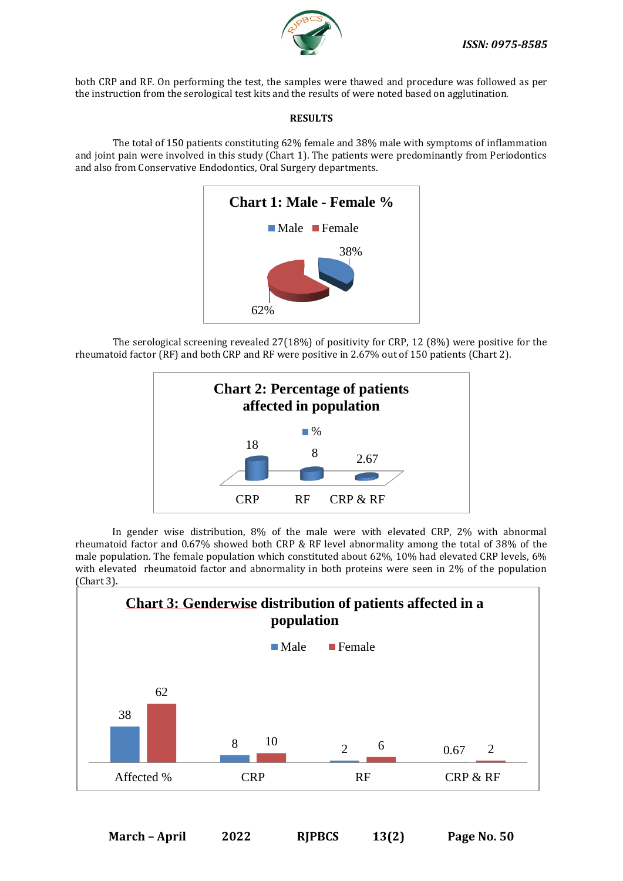both CRP and RF. On performing the test, the samples were thawed and procedure was followed as per the instruction from the serological test kits and the results of were noted based on agglutination.

## RESULTS

The total of 150 patients constituting 62% female and 38% male with symptoms of inflammation and joint pain were involved in this study (Chart 1). The patients were predominantly from Periodontics and also from Conservative Endodontics, Oral Surgery departments.

**Chart 1: Male - Female %**

| | % |
|---|---|
| Male | 38% |
| Female | 62% |

The serological screening revealed 27(18%) of positivity for CRP, 12 (8%) were positive for the rheumatoid factor (RF) and both CRP and RF were positive in 2.67% out of 150 patients (Chart 2).

**Chart 2: Percentage of patients affected in population**

| | % |
|---|---|
| CRP | 18 |
| RF | 8 |
| CRP & RF | 2.67 |

In gender wise distribution, 8% of the male were with elevated CRP, 2% with abnormal rheumatoid factor and 0.67% showed both CRP & RF level abnormality among the total of 38% of the male population. The female population which constituted about 62%, 10% had elevated CRP levels, 6% with elevated rheumatoid factor and abnormality in both proteins were seen in 2% of the population (Chart 3).

**Chart 3: Genderwise distribution of patients affected in a population**

| | Male | Female |
|---|---|---|
| Affected % | 38 | 62 |
| CRP | 8 | 10 |
| RF | 2 | 6 |
| CRP & RF | 0.67 | 2 |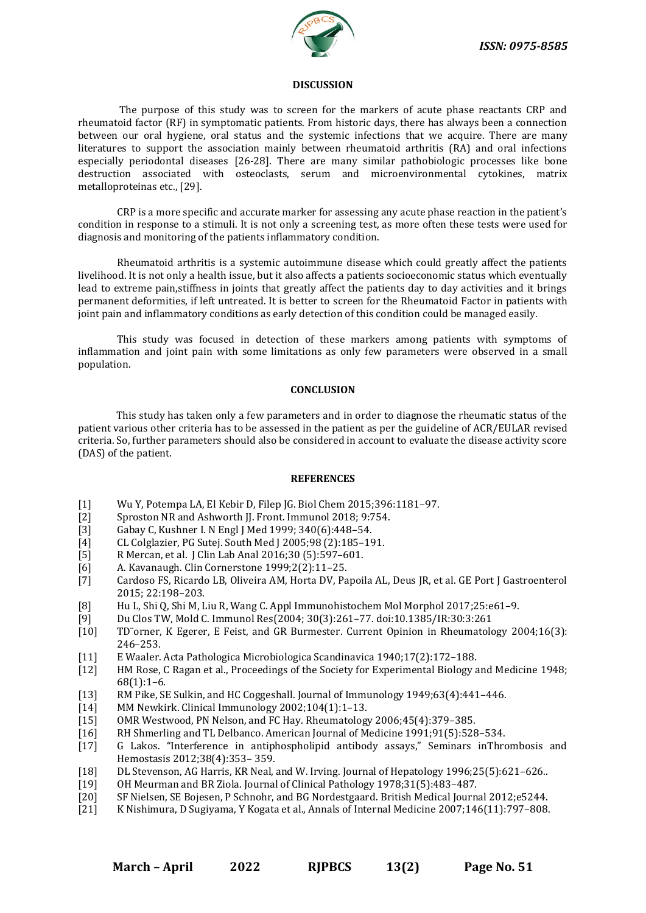## DISCUSSION

The purpose of this study was to screen for the markers of acute phase reactants CRP and rheumatoid factor (RF) in symptomatic patients. From historic days, there has always been a connection between our oral hygiene, oral status and the systemic infections that we acquire. There are many literatures to support the association mainly between rheumatoid arthritis (RA) and oral infections especially periodontal diseases [26-28]. There are many similar pathobiologic processes like bone destruction associated with osteoclasts, serum and microenvironmental cytokines, matrix metalloproteinas etc., [29].

CRP is a more specific and accurate marker for assessing any acute phase reaction in the patient's condition in response to a stimuli. It is not only a screening test, as more often these tests were used for diagnosis and monitoring of the patients inflammatory condition.

Rheumatoid arthritis is a systemic autoimmune disease which could greatly affect the patients livelihood. It is not only a health issue, but it also affects a patients socioeconomic status which eventually lead to extreme pain,stiffness in joints that greatly affect the patients day to day activities and it brings permanent deformities, if left untreated. It is better to screen for the Rheumatoid Factor in patients with joint pain and inflammatory conditions as early detection of this condition could be managed easily.

This study was focused in detection of these markers among patients with symptoms of inflammation and joint pain with some limitations as only few parameters were observed in a small population.

## CONCLUSION

This study has taken only a few parameters and in order to diagnose the rheumatic status of the patient various other criteria has to be assessed in the patient as per the guideline of ACR/EULAR revised criteria. So, further parameters should also be considered in account to evaluate the disease activity score (DAS) of the patient.

## REFERENCES

[1] Wu Y, Potempa LA, El Kebir D, Filep JG. Biol Chem 2015;396:1181–97.
[2] Sproston NR and Ashworth JJ. Front. Immunol 2018; 9:754.
[3] Gabay C, Kushner I. N Engl J Med 1999; 340(6):448–54.
[4] CL Colglazier, PG Sutej. South Med J 2005;98 (2):185–191.
[5] R Mercan, et al. J Clin Lab Anal 2016;30 (5):597–601.
[6] A. Kavanaugh. Clin Cornerstone 1999;2(2):11–25.
[7] Cardoso FS, Ricardo LB, Oliveira AM, Horta DV, Papoila AL, Deus JR, et al. GE Port J Gastroenterol 2015; 22:198–203.
[8] Hu L, Shi Q, Shi M, Liu R, Wang C. Appl Immunohistochem Mol Morphol 2017;25:e61–9.
[9] Du Clos TW, Mold C. Immunol Res(2004; 30(3):261–77. doi:10.1385/IR:30:3:261
[10] TD¨orner, K Egerer, E Feist, and GR Burmester. Current Opinion in Rheumatology 2004;16(3): 246–253.
[11] E Waaler. Acta Pathologica Microbiologica Scandinavica 1940;17(2):172–188.
[12] HM Rose, C Ragan et al., Proceedings of the Society for Experimental Biology and Medicine 1948; 68(1):1–6.
[13] RM Pike, SE Sulkin, and HC Coggeshall. Journal of Immunology 1949;63(4):441–446.
[14] MM Newkirk. Clinical Immunology 2002;104(1):1–13.
[15] OMR Westwood, PN Nelson, and FC Hay. Rheumatology 2006;45(4):379–385.
[16] RH Shmerling and TL Delbanco. American Journal of Medicine 1991;91(5):528–534.
[17] G Lakos. "Interference in antiphospholipid antibody assays," Seminars inThrombosis and Hemostasis 2012;38(4):353– 359.
[18] DL Stevenson, AG Harris, KR Neal, and W. Irving. Journal of Hepatology 1996;25(5):621–626..
[19] OH Meurman and BR Ziola. Journal of Clinical Pathology 1978;31(5):483–487.
[20] SF Nielsen, SE Bojesen, P Schnohr, and BG Nordestgaard. British Medical Journal 2012;e5244.
[21] K Nishimura, D Sugiyama, Y Kogata et al., Annals of Internal Medicine 2007;146(11):797–808.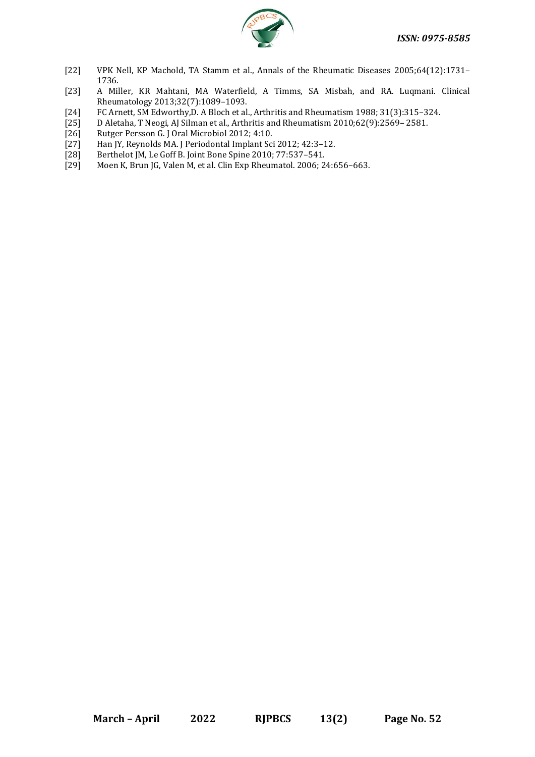[22] VPK Nell, KP Machold, TA Stamm et al., Annals of the Rheumatic Diseases 2005;64(12):1731–1736.

[23] A Miller, KR Mahtani, MA Waterfield, A Timms, SA Misbah, and RA. Luqmani. Clinical Rheumatology 2013;32(7):1089–1093.

[24] FC Arnett, SM Edworthy,D. A Bloch et al., Arthritis and Rheumatism 1988; 31(3):315–324.

[25] D Aletaha, T Neogi, AJ Silman et al., Arthritis and Rheumatism 2010;62(9):2569– 2581.

[26] Rutger Persson G. J Oral Microbiol 2012; 4:10.

[27] Han JY, Reynolds MA. J Periodontal Implant Sci 2012; 42:3–12.

[28] Berthelot JM, Le Goff B. Joint Bone Spine 2010; 77:537–541.

[29] Moen K, Brun JG, Valen M, et al. Clin Exp Rheumatol. 2006; 24:656–663.